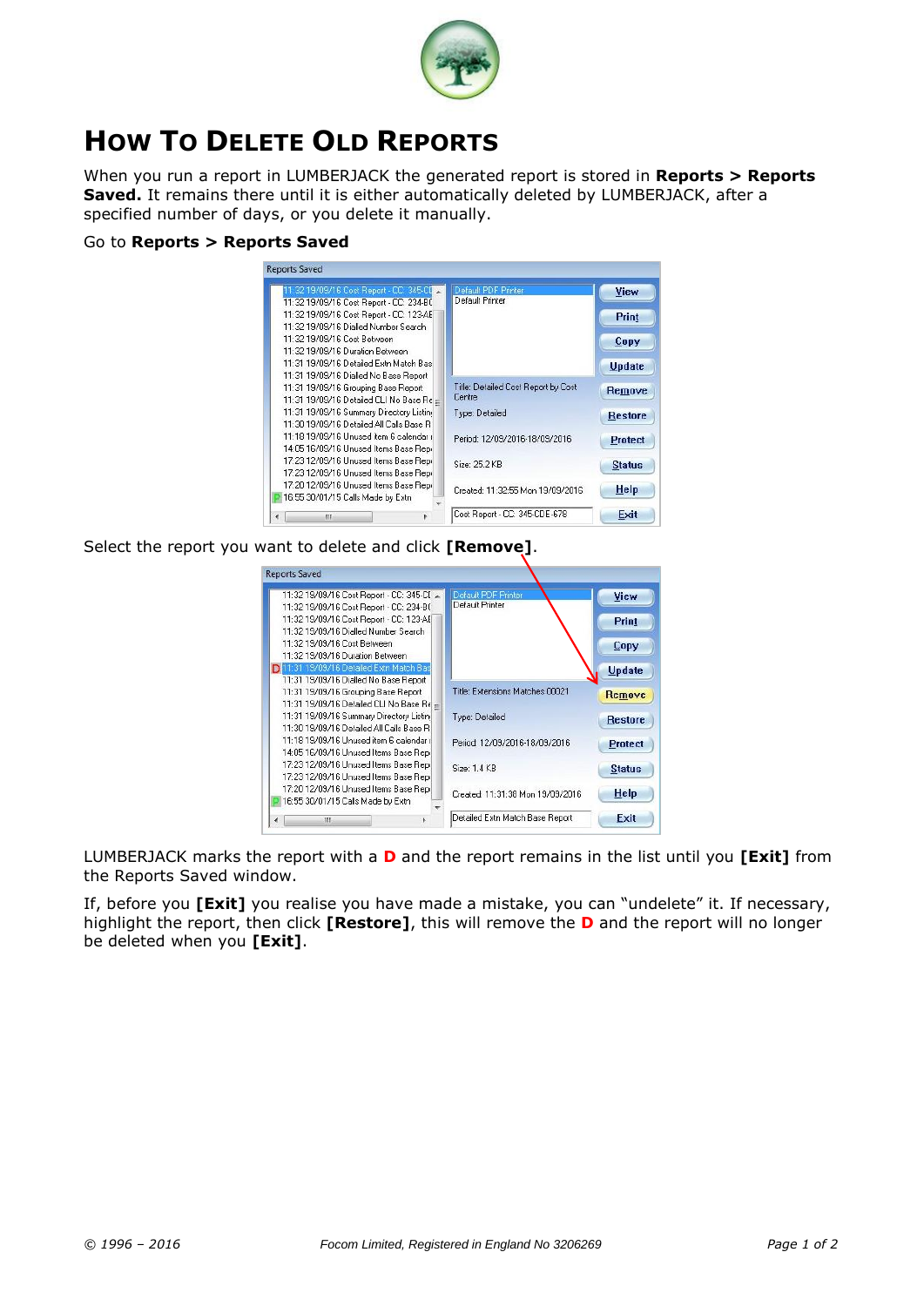# How To Delete Old Reports

When you run a report in LUMBERJACK the generated report is stored in **Reports > Reports Saved.** It remains there until it is either automatically deleted by LUMBERJACK, after a specified number of days, or you delete it manually.

Go to **Reports > Reports Saved**

Select the report you want to delete and click **[Remove]**.

LUMBERJACK marks the report with a **D** and the report remains in the list until you **[Exit]** from the Reports Saved window.

If, before you **[Exit]** you realise you have made a mistake, you can "undelete" it. If necessary, highlight the report, then click **[Restore]**, this will remove the **D** and the report will no longer be deleted when you **[Exit]**.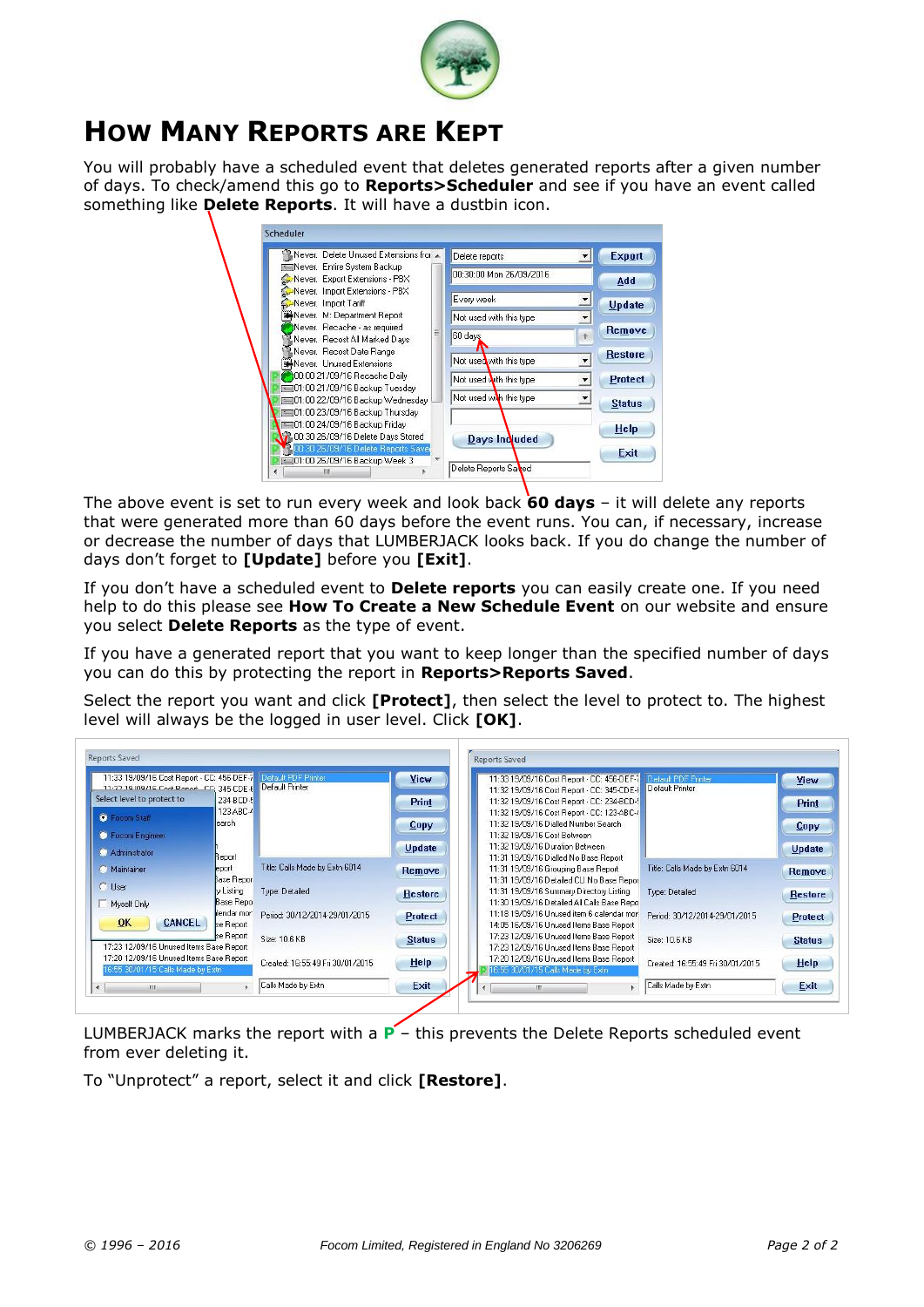# How Many Reports are Kept

You will probably have a scheduled event that deletes generated reports after a given number of days. To check/amend this go to **Reports>Scheduler** and see if you have an event called something like **Delete Reports**. It will have a dustbin icon.

The above event is set to run every week and look back **60 days** – it will delete any reports that were generated more than 60 days before the event runs. You can, if necessary, increase or decrease the number of days that LUMBERJACK looks back. If you do change the number of days don't forget to **[Update]** before you **[Exit]**.

If you don't have a scheduled event to **Delete reports** you can easily create one. If you need help to do this please see **How To Create a New Schedule Event** on our website and ensure you select **Delete Reports** as the type of event.

If you have a generated report that you want to keep longer than the specified number of days you can do this by protecting the report in **Reports>Reports Saved**.

Select the report you want and click **[Protect]**, then select the level to protect to. The highest level will always be the logged in user level. Click **[OK]**.

LUMBERJACK marks the report with a **P** – this prevents the Delete Reports scheduled event from ever deleting it.

To "Unprotect" a report, select it and click **[Restore]**.